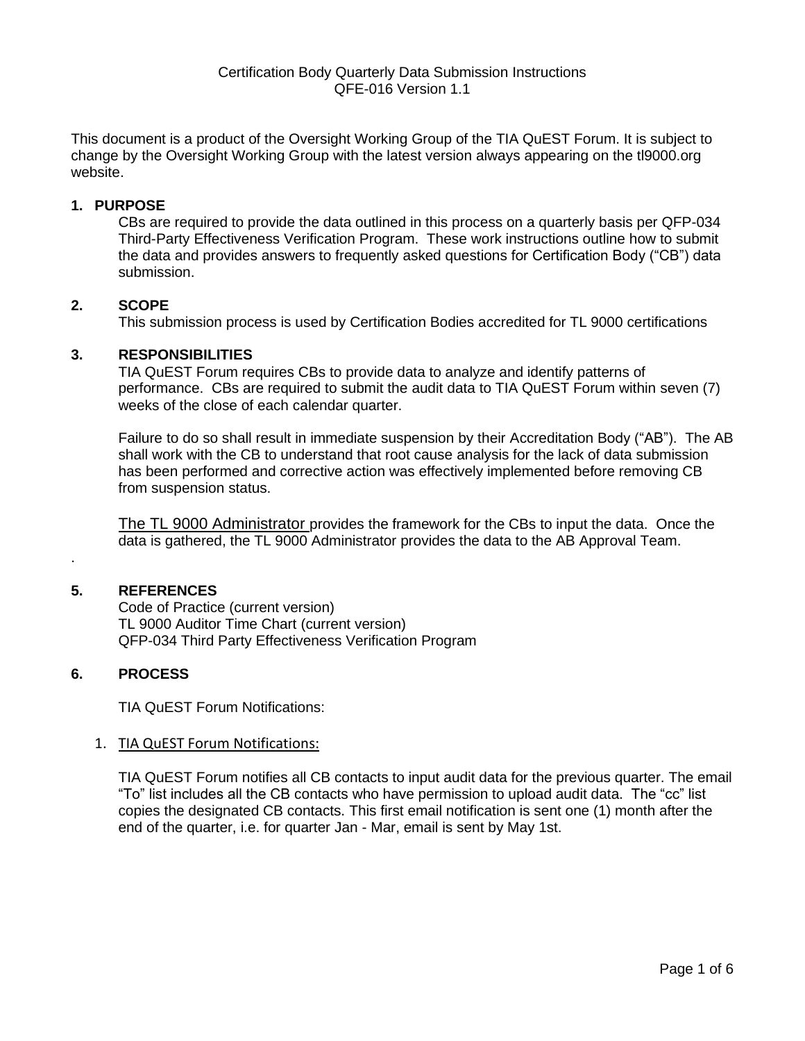Certification Body Quarterly Data Submission Instructions
QFE-016 Version 1.1

This document is a product of the Oversight Working Group of the TIA QuEST Forum. It is subject to change by the Oversight Working Group with the latest version always appearing on the tl9000.org website.

## 1. PURPOSE

CBs are required to provide the data outlined in this process on a quarterly basis per QFP-034 Third-Party Effectiveness Verification Program. These work instructions outline how to submit the data and provides answers to frequently asked questions for Certification Body ("CB") data submission.

## 2. SCOPE

This submission process is used by Certification Bodies accredited for TL 9000 certifications

## 3. RESPONSIBILITIES

TIA QuEST Forum requires CBs to provide data to analyze and identify patterns of performance. CBs are required to submit the audit data to TIA QuEST Forum within seven (7) weeks of the close of each calendar quarter.

Failure to do so shall result in immediate suspension by their Accreditation Body ("AB"). The AB shall work with the CB to understand that root cause analysis for the lack of data submission has been performed and corrective action was effectively implemented before removing CB from suspension status.

The TL 9000 Administrator provides the framework for the CBs to input the data. Once the data is gathered, the TL 9000 Administrator provides the data to the AB Approval Team.

.

## 5. REFERENCES

Code of Practice (current version)
TL 9000 Auditor Time Chart (current version)
QFP-034 Third Party Effectiveness Verification Program

## 6. PROCESS

TIA QuEST Forum Notifications:

1. TIA QuEST Forum Notifications:

   TIA QuEST Forum notifies all CB contacts to input audit data for the previous quarter. The email "To" list includes all the CB contacts who have permission to upload audit data. The "cc" list copies the designated CB contacts. This first email notification is sent one (1) month after the end of the quarter, i.e. for quarter Jan - Mar, email is sent by May 1st.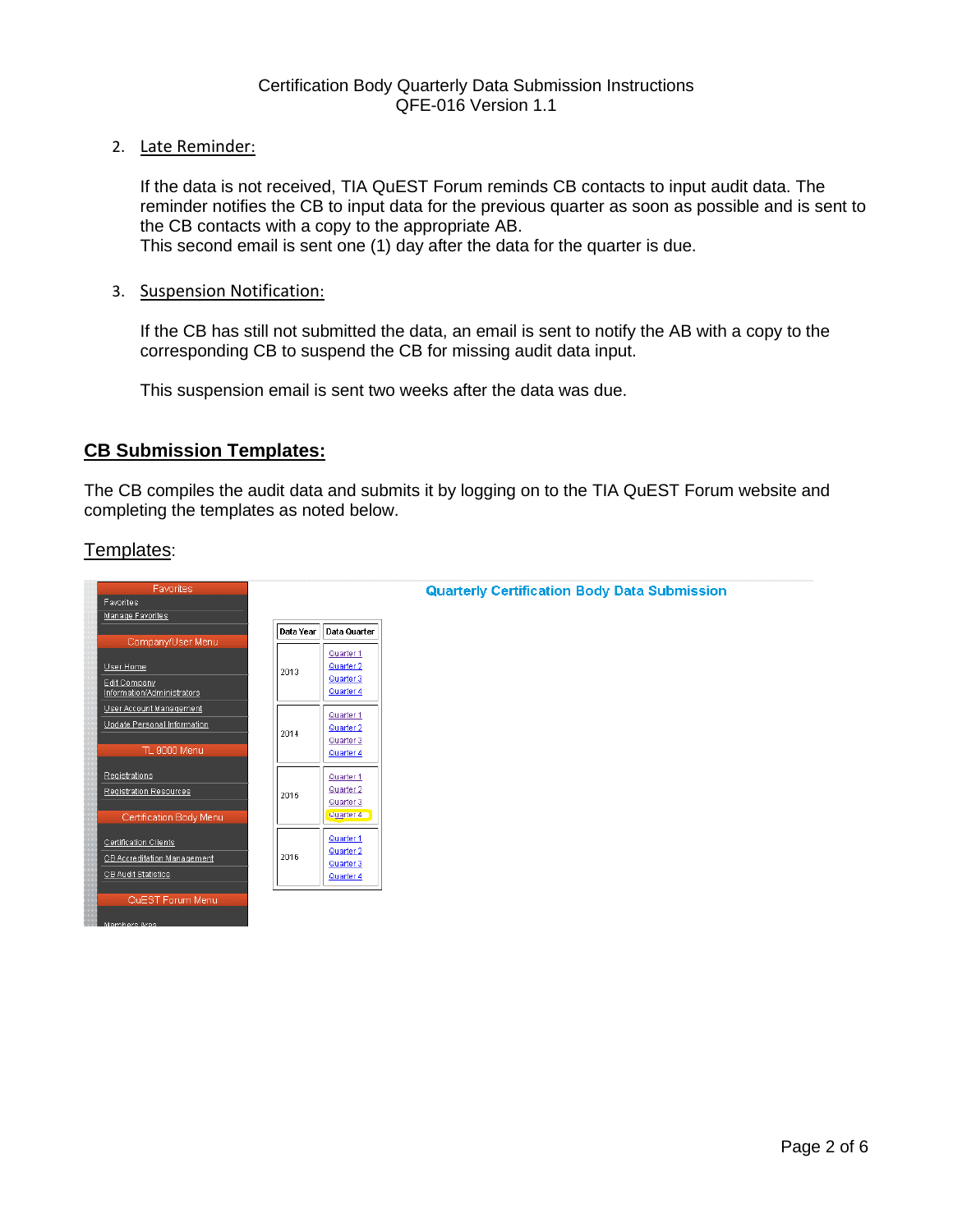2. Late Reminder:

   If the data is not received, TIA QuEST Forum reminds CB contacts to input audit data. The reminder notifies the CB to input data for the previous quarter as soon as possible and is sent to the CB contacts with a copy to the appropriate AB.
   This second email is sent one (1) day after the data for the quarter is due.

3. Suspension Notification:

   If the CB has still not submitted the data, an email is sent to notify the AB with a copy to the corresponding CB to suspend the CB for missing audit data input.

   This suspension email is sent two weeks after the data was due.

## CB Submission Templates:

The CB compiles the audit data and submits it by logging on to the TIA QuEST Forum website and completing the templates as noted below.

Templates: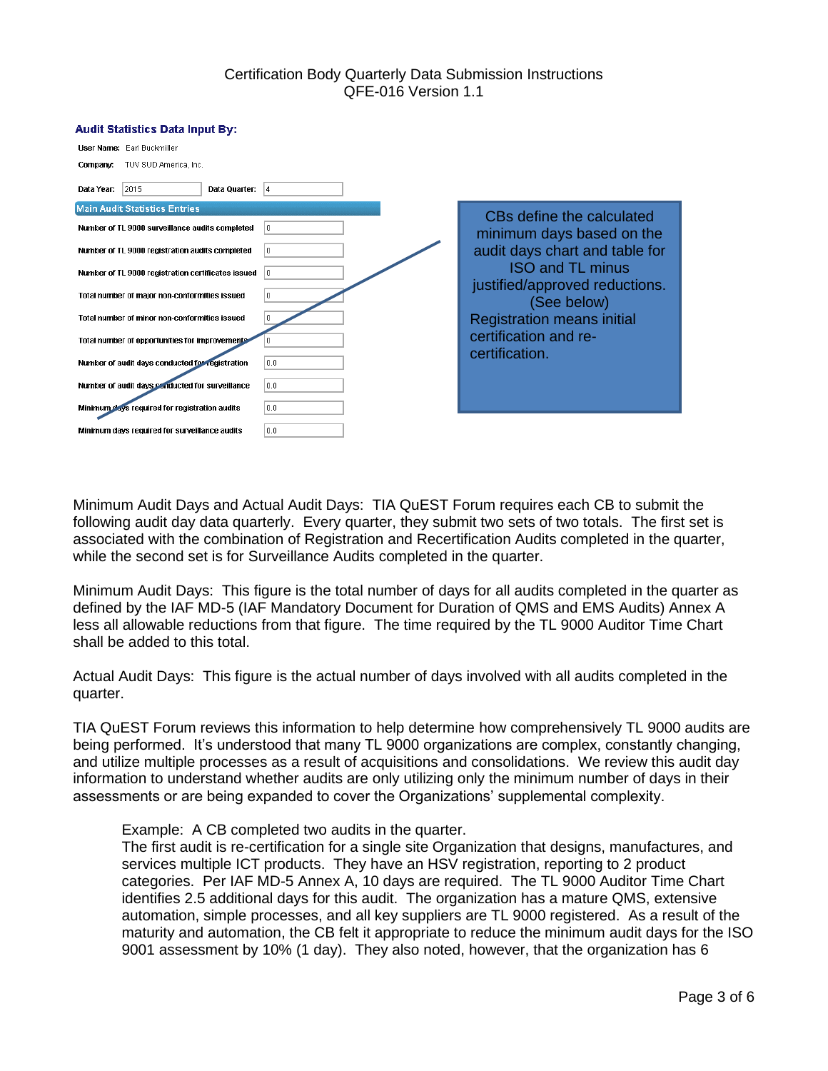Certification Body Quarterly Data Submission Instructions
QFE-016 Version 1.1

**Audit Statistics Data Input By:**

User Name: Earl Buckmiller

Company: TUV SUD America, Inc.

Data Year: 2015 Data Quarter: 4

| Main Audit Statistics Entries | |
|---|---|
| Number of TL 9000 surveillance audits completed | 0 |
| Number of TL 9000 registration audits completed | 0 |
| Number of TL 9000 registration certificates issued | 0 |
| Total number of major non-conformities issued | 0 |
| Total number of minor non-conformities issued | 0 |
| Total number of opportunities for improvements | 0 |
| Number of audit days conducted for registration | 0.0 |
| Number of audit days conducted for surveillance | 0.0 |
| Minimum days required for registration audits | 0.0 |
| Minimum days required for surveillance audits | 0.0 |

CBs define the calculated minimum days based on the audit days chart and table for ISO and TL minus justified/approved reductions. (See below)
Registration means initial certification and re-certification.

Minimum Audit Days and Actual Audit Days: TIA QuEST Forum requires each CB to submit the following audit day data quarterly. Every quarter, they submit two sets of two totals. The first set is associated with the combination of Registration and Recertification Audits completed in the quarter, while the second set is for Surveillance Audits completed in the quarter.

Minimum Audit Days: This figure is the total number of days for all audits completed in the quarter as defined by the IAF MD-5 (IAF Mandatory Document for Duration of QMS and EMS Audits) Annex A less all allowable reductions from that figure. The time required by the TL 9000 Auditor Time Chart shall be added to this total.

Actual Audit Days: This figure is the actual number of days involved with all audits completed in the quarter.

TIA QuEST Forum reviews this information to help determine how comprehensively TL 9000 audits are being performed. It's understood that many TL 9000 organizations are complex, constantly changing, and utilize multiple processes as a result of acquisitions and consolidations. We review this audit day information to understand whether audits are only utilizing only the minimum number of days in their assessments or are being expanded to cover the Organizations' supplemental complexity.

> Example: A CB completed two audits in the quarter.
> The first audit is re-certification for a single site Organization that designs, manufactures, and services multiple ICT products. They have an HSV registration, reporting to 2 product categories. Per IAF MD-5 Annex A, 10 days are required. The TL 9000 Auditor Time Chart identifies 2.5 additional days for this audit. The organization has a mature QMS, extensive automation, simple processes, and all key suppliers are TL 9000 registered. As a result of the maturity and automation, the CB felt it appropriate to reduce the minimum audit days for the ISO 9001 assessment by 10% (1 day). They also noted, however, that the organization has 6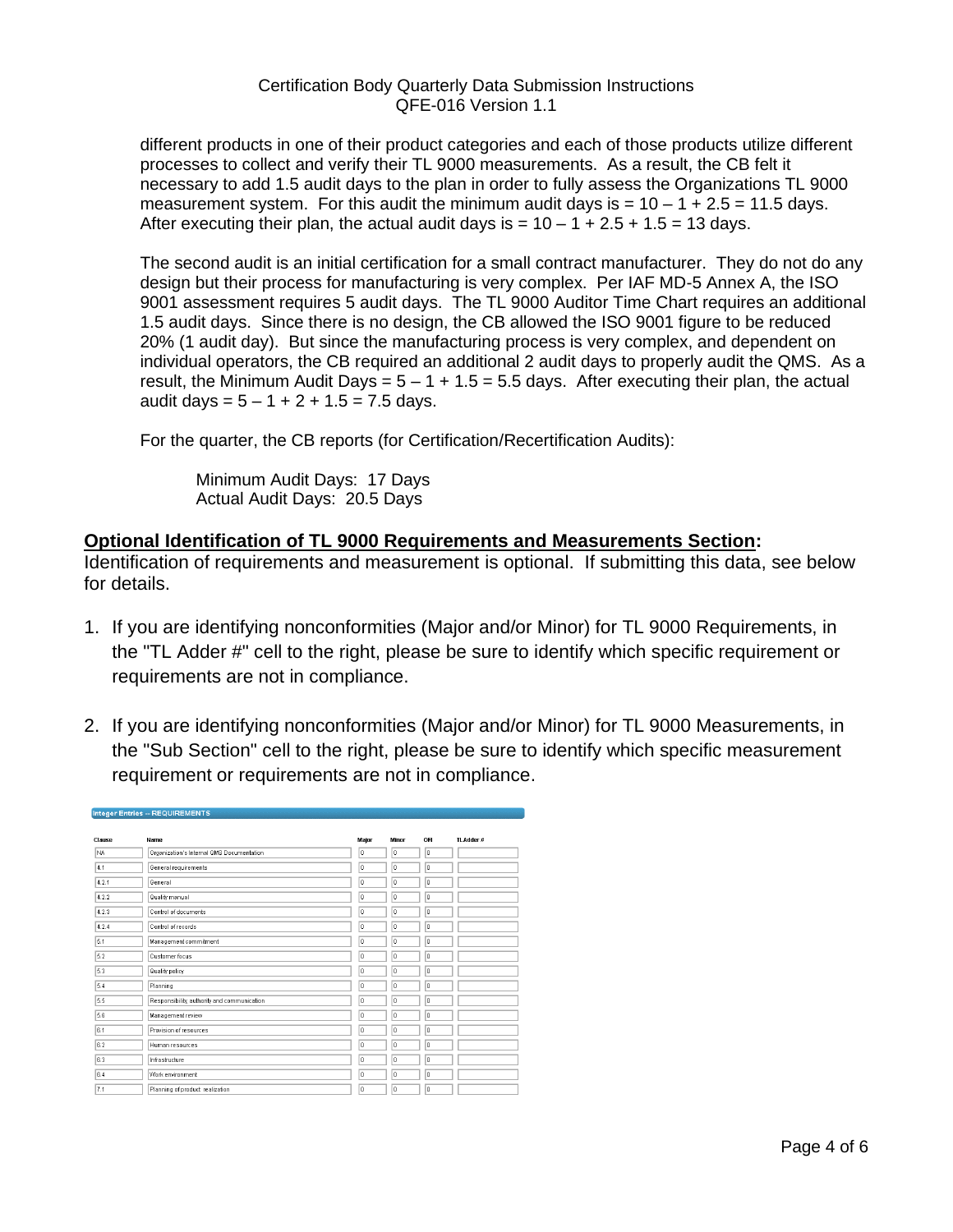different products in one of their product categories and each of those products utilize different processes to collect and verify their TL 9000 measurements. As a result, the CB felt it necessary to add 1.5 audit days to the plan in order to fully assess the Organizations TL 9000 measurement system. For this audit the minimum audit days is = 10 – 1 + 2.5 = 11.5 days. After executing their plan, the actual audit days is = 10 – 1 + 2.5 + 1.5 = 13 days.

The second audit is an initial certification for a small contract manufacturer. They do not do any design but their process for manufacturing is very complex. Per IAF MD-5 Annex A, the ISO 9001 assessment requires 5 audit days. The TL 9000 Auditor Time Chart requires an additional 1.5 audit days. Since there is no design, the CB allowed the ISO 9001 figure to be reduced 20% (1 audit day). But since the manufacturing process is very complex, and dependent on individual operators, the CB required an additional 2 audit days to properly audit the QMS. As a result, the Minimum Audit Days = 5 – 1 + 1.5 = 5.5 days. After executing their plan, the actual audit days = 5 – 1 + 2 + 1.5 = 7.5 days.

For the quarter, the CB reports (for Certification/Recertification Audits):

Minimum Audit Days: 17 Days
Actual Audit Days: 20.5 Days

**Optional Identification of TL 9000 Requirements and Measurements Section:**

Identification of requirements and measurement is optional. If submitting this data, see below for details.

1. If you are identifying nonconformities (Major and/or Minor) for TL 9000 Requirements, in the "TL Adder #" cell to the right, please be sure to identify which specific requirement or requirements are not in compliance.
2. If you are identifying nonconformities (Major and/or Minor) for TL 9000 Measurements, in the "Sub Section" cell to the right, please be sure to identify which specific measurement requirement or requirements are not in compliance.

Integer Entries -- REQUIREMENTS

| Clause | Name | Major | Minor | OFI | TL Adder # |
|---|---|---|---|---|---|
| NA | Organization's Internal QMS Documentation | 0 | 0 | 0 | |
| 4.1 | General requirements | 0 | 0 | 0 | |
| 4.2.1 | General | 0 | 0 | 0 | |
| 4.2.2 | Quality manual | 0 | 0 | 0 | |
| 4.2.3 | Control of documents | 0 | 0 | 0 | |
| 4.2.4 | Control of records | 0 | 0 | 0 | |
| 5.1 | Management commitment | 0 | 0 | 0 | |
| 5.2 | Customer focus | 0 | 0 | 0 | |
| 5.3 | Quality policy | 0 | 0 | 0 | |
| 5.4 | Planning | 0 | 0 | 0 | |
| 5.5 | Responsibility, authority and communication | 0 | 0 | 0 | |
| 5.6 | Management review | 0 | 0 | 0 | |
| 6.1 | Provision of resources | 0 | 0 | 0 | |
| 6.2 | Human resources | 0 | 0 | 0 | |
| 6.3 | Infrastructure | 0 | 0 | 0 | |
| 6.4 | Work environment | 0 | 0 | 0 | |
| 7.1 | Planning of product realization | 0 | 0 | 0 | |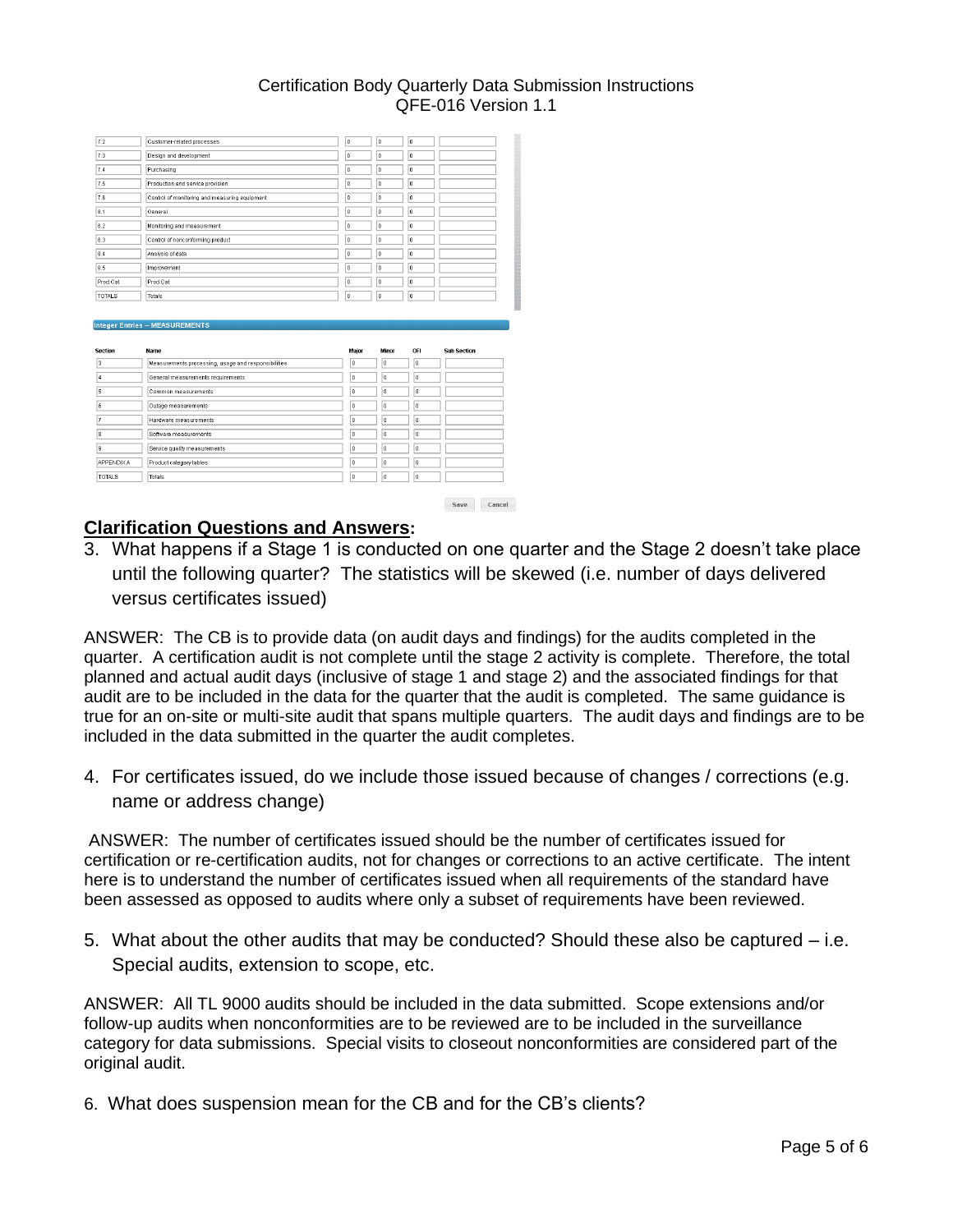| 7.2 | Customer-related processes | 0 | 0 | 0 | |
|---|---|---|---|---|---|
| 7.3 | Design and development | 0 | 0 | 0 | |
| 7.4 | Purchasing | 0 | 0 | 0 | |
| 7.5 | Production and service provision | 0 | 0 | 0 | |
| 7.6 | Control of monitoring and measuring equipment | 0 | 0 | 0 | |
| 8.1 | General | 0 | 0 | 0 | |
| 8.2 | Monitoring and measurement | 0 | 0 | 0 | |
| 8.3 | Control of nonconforming product | 0 | 0 | 0 | |
| 8.4 | Analysis of data | 0 | 0 | 0 | |
| 8.5 | Improvement | 0 | 0 | 0 | |
| Prod.Cat | Prod.Cat | 0 | 0 | 0 | |
| TOTALS | Totals | 0 | 0 | 0 | |

**Integer Entries -- MEASUREMENTS**

| Section | Name | Major | Minor | OFI | Sub Section |
|---|---|---|---|---|---|
| 3 | Measurements processing, usage and responsibilities | 0 | 0 | 0 | |
| 4 | General measurements requirements | 0 | 0 | 0 | |
| 5 | Common measurements | 0 | 0 | 0 | |
| 6 | Outage measurements | 0 | 0 | 0 | |
| 7 | Hardware measurements | 0 | 0 | 0 | |
| 8 | Software measurements | 0 | 0 | 0 | |
| 9 | Service quality measurements | 0 | 0 | 0 | |
| APPENDIX A | Product category tables | 0 | 0 | 0 | |
| TOTALS | Totals | 0 | 0 | 0 | |

Save Cancel

## Clarification Questions and Answers:

3. What happens if a Stage 1 is conducted on one quarter and the Stage 2 doesn't take place until the following quarter? The statistics will be skewed (i.e. number of days delivered versus certificates issued)

ANSWER: The CB is to provide data (on audit days and findings) for the audits completed in the quarter. A certification audit is not complete until the stage 2 activity is complete. Therefore, the total planned and actual audit days (inclusive of stage 1 and stage 2) and the associated findings for that audit are to be included in the data for the quarter that the audit is completed. The same guidance is true for an on-site or multi-site audit that spans multiple quarters. The audit days and findings are to be included in the data submitted in the quarter the audit completes.

4. For certificates issued, do we include those issued because of changes / corrections (e.g. name or address change)

ANSWER: The number of certificates issued should be the number of certificates issued for certification or re-certification audits, not for changes or corrections to an active certificate. The intent here is to understand the number of certificates issued when all requirements of the standard have been assessed as opposed to audits where only a subset of requirements have been reviewed.

5. What about the other audits that may be conducted? Should these also be captured – i.e. Special audits, extension to scope, etc.

ANSWER: All TL 9000 audits should be included in the data submitted. Scope extensions and/or follow-up audits when nonconformities are to be reviewed are to be included in the surveillance category for data submissions. Special visits to closeout nonconformities are considered part of the original audit.

6. What does suspension mean for the CB and for the CB's clients?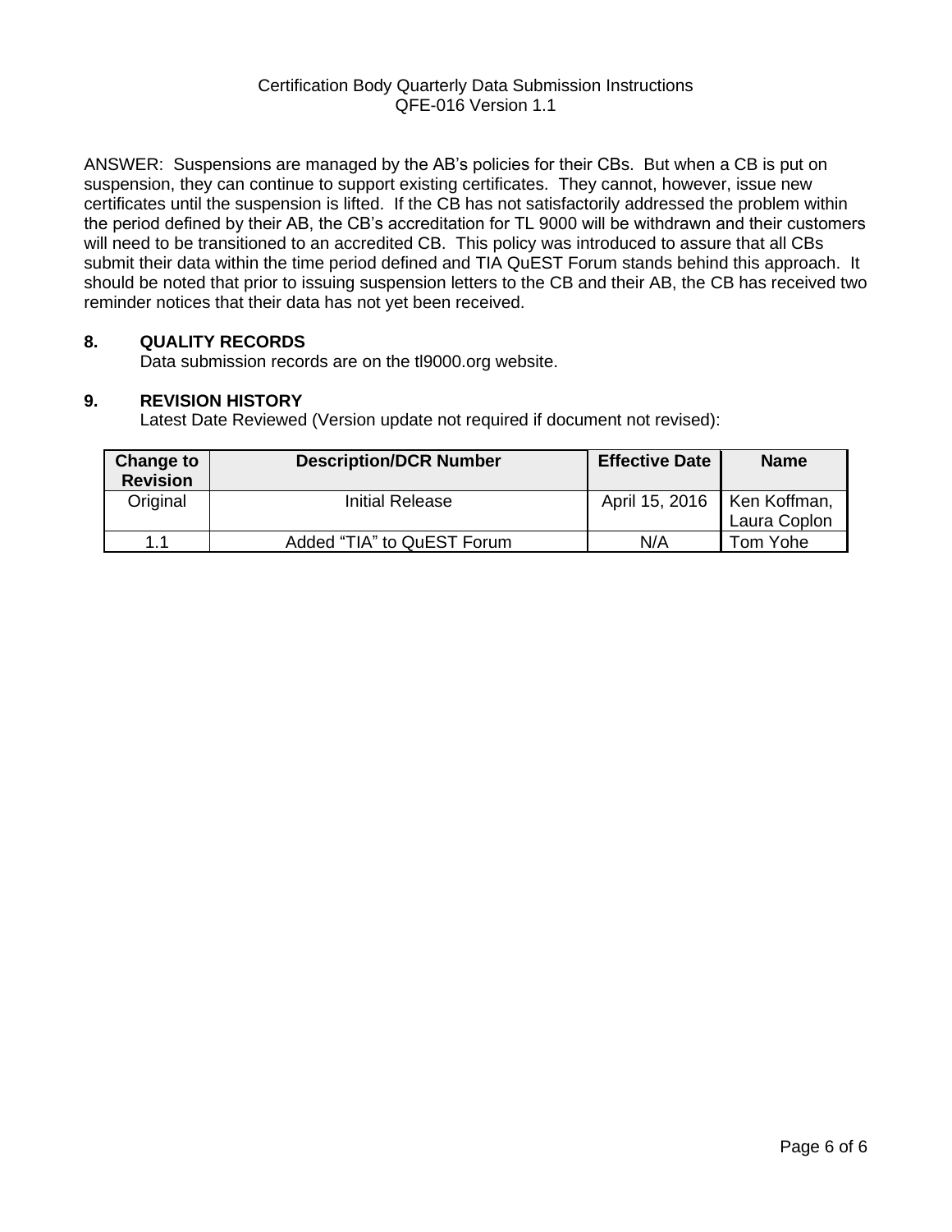ANSWER: Suspensions are managed by the AB's policies for their CBs. But when a CB is put on suspension, they can continue to support existing certificates. They cannot, however, issue new certificates until the suspension is lifted. If the CB has not satisfactorily addressed the problem within the period defined by their AB, the CB's accreditation for TL 9000 will be withdrawn and their customers will need to be transitioned to an accredited CB. This policy was introduced to assure that all CBs submit their data within the time period defined and TIA QuEST Forum stands behind this approach. It should be noted that prior to issuing suspension letters to the CB and their AB, the CB has received two reminder notices that their data has not yet been received.

## 8. QUALITY RECORDS

Data submission records are on the tl9000.org website.

## 9. REVISION HISTORY

Latest Date Reviewed (Version update not required if document not revised):

| Change to Revision | Description/DCR Number | Effective Date | Name |
| --- | --- | --- | --- |
| Original | Initial Release | April 15, 2016 | Ken Koffman, Laura Coplon |
| 1.1 | Added "TIA" to QuEST Forum | N/A | Tom Yohe |